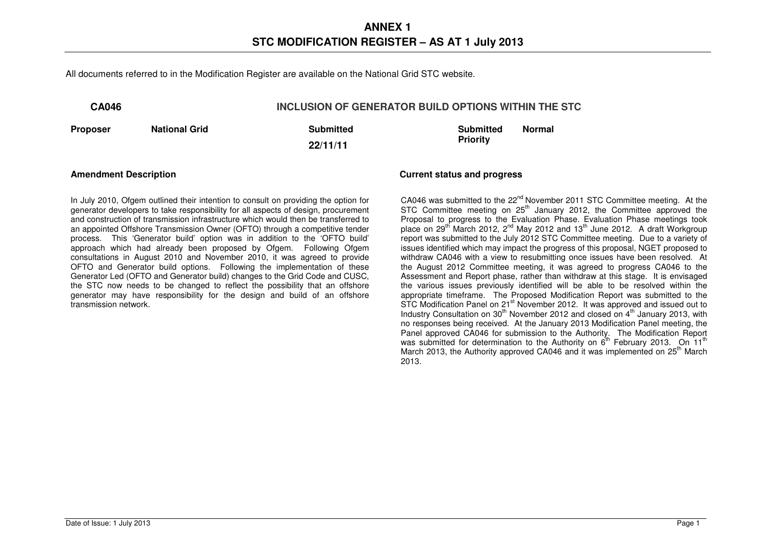# ANNEX 1
# STC MODIFICATION REGISTER – AS AT 1 July 2013

All documents referred to in the Modification Register are available on the National Grid STC website.

## CA046 — INCLUSION OF GENERATOR BUILD OPTIONS WITHIN THE STC

| **Proposer** | **National Grid** | **Submitted** 22/11/11 | **Submitted Priority** | **Normal** |
|---|---|---|---|---|

### Amendment Description

In July 2010, Ofgem outlined their intention to consult on providing the option for generator developers to take responsibility for all aspects of design, procurement and construction of transmission infrastructure which would then be transferred to an appointed Offshore Transmission Owner (OFTO) through a competitive tender process. This 'Generator build' option was in addition to the 'OFTO build' approach which had already been proposed by Ofgem. Following Ofgem consultations in August 2010 and November 2010, it was agreed to provide OFTO and Generator build options. Following the implementation of these Generator Led (OFTO and Generator build) changes to the Grid Code and CUSC, the STC now needs to be changed to reflect the possibility that an offshore generator may have responsibility for the design and build of an offshore transmission network.

### Current status and progress

CA046 was submitted to the 22nd November 2011 STC Committee meeting. At the STC Committee meeting on 25th January 2012, the Committee approved the Proposal to progress to the Evaluation Phase. Evaluation Phase meetings took place on 29th March 2012, 2nd May 2012 and 13th June 2012. A draft Workgroup report was submitted to the July 2012 STC Committee meeting. Due to a variety of issues identified which may impact the progress of this proposal, NGET proposed to withdraw CA046 with a view to resubmitting once issues have been resolved. At the August 2012 Committee meeting, it was agreed to progress CA046 to the Assessment and Report phase, rather than withdraw at this stage. It is envisaged the various issues previously identified will be able to be resolved within the appropriate timeframe. The Proposed Modification Report was submitted to the STC Modification Panel on 21st November 2012. It was approved and issued out to Industry Consultation on 30th November 2012 and closed on 4th January 2013, with no responses being received. At the January 2013 Modification Panel meeting, the Panel approved CA046 for submission to the Authority. The Modification Report was submitted for determination to the Authority on 6th February 2013. On 11th March 2013, the Authority approved CA046 and it was implemented on 25th March 2013.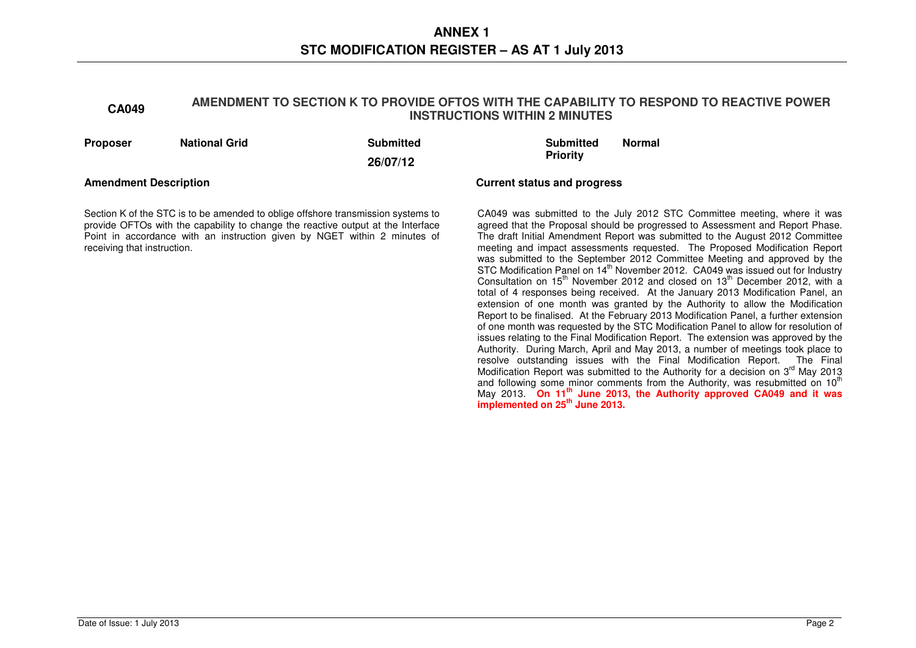# ANNEX 1
# STC MODIFICATION REGISTER – AS AT 1 July 2013

## CA049 AMENDMENT TO SECTION K TO PROVIDE OFTOS WITH THE CAPABILITY TO RESPOND TO REACTIVE POWER INSTRUCTIONS WITHIN 2 MINUTES

| **Proposer** | **National Grid** | **Submitted** | **Submitted Priority** | **Normal** |
|---|---|---|---|---|
| | | **26/07/12** | | |

**Amendment Description**

Section K of the STC is to be amended to oblige offshore transmission systems to provide OFTOs with the capability to change the reactive output at the Interface Point in accordance with an instruction given by NGET within 2 minutes of receiving that instruction.

**Current status and progress**

CA049 was submitted to the July 2012 STC Committee meeting, where it was agreed that the Proposal should be progressed to Assessment and Report Phase. The draft Initial Amendment Report was submitted to the August 2012 Committee meeting and impact assessments requested. The Proposed Modification Report was submitted to the September 2012 Committee Meeting and approved by the STC Modification Panel on 14th November 2012. CA049 was issued out for Industry Consultation on 15th November 2012 and closed on 13th December 2012, with a total of 4 responses being received. At the January 2013 Modification Panel, an extension of one month was granted by the Authority to allow the Modification Report to be finalised. At the February 2013 Modification Panel, a further extension of one month was requested by the STC Modification Panel to allow for resolution of issues relating to the Final Modification Report. The extension was approved by the Authority. During March, April and May 2013, a number of meetings took place to resolve outstanding issues with the Final Modification Report. The Final Modification Report was submitted to the Authority for a decision on 3rd May 2013 and following some minor comments from the Authority, was resubmitted on 10th May 2013. **On 11th June 2013, the Authority approved CA049 and it was implemented on 25th June 2013.**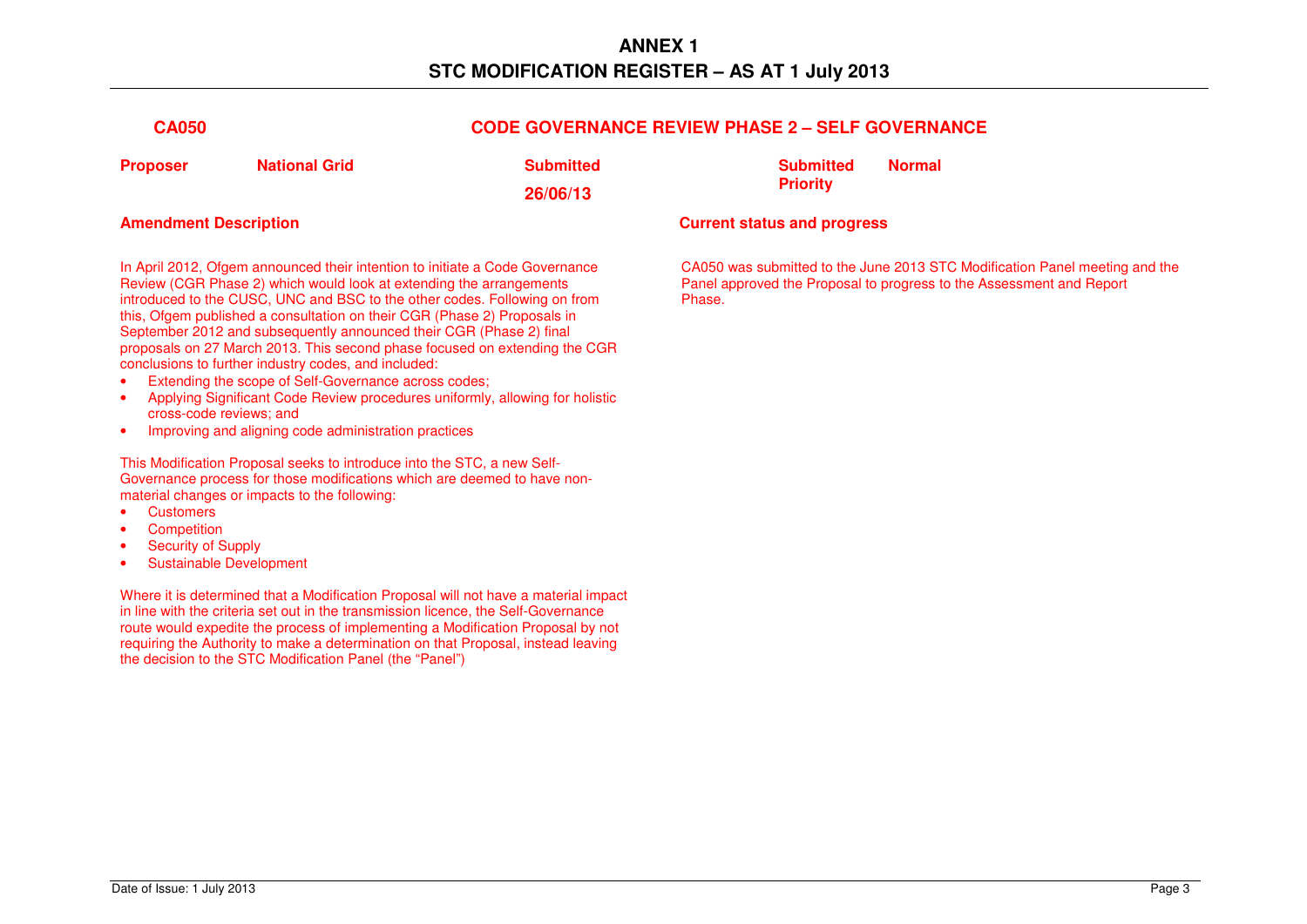# ANNEX 1
# STC MODIFICATION REGISTER – AS AT 1 July 2013

## CA050 — CODE GOVERNANCE REVIEW PHASE 2 – SELF GOVERNANCE

| Proposer | National Grid | Submitted | Submitted Priority | Normal |
|---|---|---|---|---|
| | | 26/06/13 | | |

### Amendment Description

In April 2012, Ofgem announced their intention to initiate a Code Governance Review (CGR Phase 2) which would look at extending the arrangements introduced to the CUSC, UNC and BSC to the other codes. Following on from this, Ofgem published a consultation on their CGR (Phase 2) Proposals in September 2012 and subsequently announced their CGR (Phase 2) final proposals on 27 March 2013. This second phase focused on extending the CGR conclusions to further industry codes, and included:

- Extending the scope of Self-Governance across codes;
- Applying Significant Code Review procedures uniformly, allowing for holistic cross-code reviews; and
- Improving and aligning code administration practices

This Modification Proposal seeks to introduce into the STC, a new Self-Governance process for those modifications which are deemed to have non-material changes or impacts to the following:

- Customers
- Competition
- Security of Supply
- Sustainable Development

Where it is determined that a Modification Proposal will not have a material impact in line with the criteria set out in the transmission licence, the Self-Governance route would expedite the process of implementing a Modification Proposal by not requiring the Authority to make a determination on that Proposal, instead leaving the decision to the STC Modification Panel (the "Panel")

### Current status and progress

CA050 was submitted to the June 2013 STC Modification Panel meeting and the Panel approved the Proposal to progress to the Assessment and Report Phase.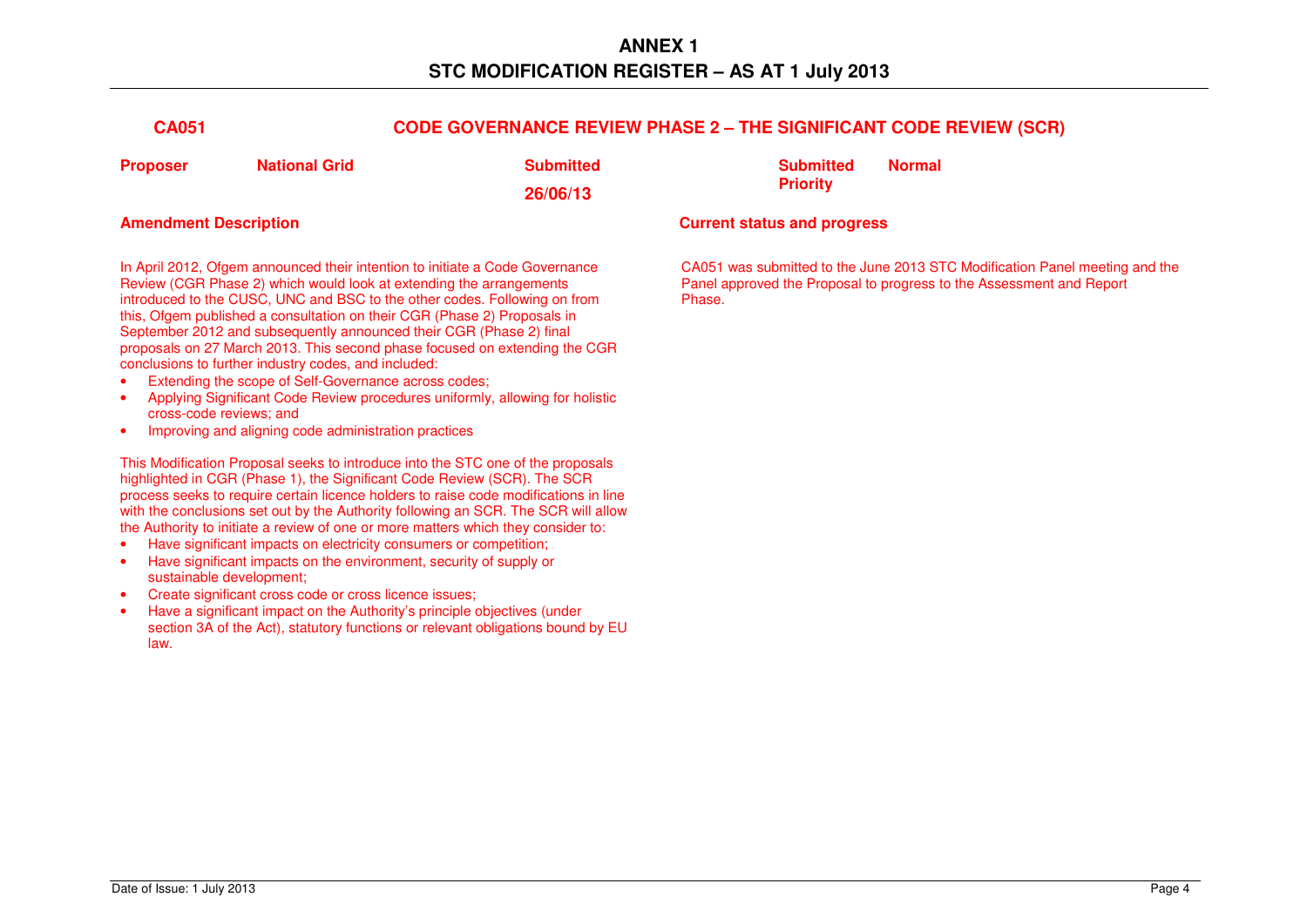# ANNEX 1
# STC MODIFICATION REGISTER – AS AT 1 July 2013

## CA051 CODE GOVERNANCE REVIEW PHASE 2 – THE SIGNIFICANT CODE REVIEW (SCR)

| **Proposer** | **National Grid** | **Submitted** 26/06/13 | **Submitted Priority** | **Normal** |
|---|---|---|---|---|

**Amendment Description**

In April 2012, Ofgem announced their intention to initiate a Code Governance Review (CGR Phase 2) which would look at extending the arrangements introduced to the CUSC, UNC and BSC to the other codes. Following on from this, Ofgem published a consultation on their CGR (Phase 2) Proposals in September 2012 and subsequently announced their CGR (Phase 2) final proposals on 27 March 2013. This second phase focused on extending the CGR conclusions to further industry codes, and included:

- Extending the scope of Self-Governance across codes;
- Applying Significant Code Review procedures uniformly, allowing for holistic cross-code reviews; and
- Improving and aligning code administration practices

This Modification Proposal seeks to introduce into the STC one of the proposals highlighted in CGR (Phase 1), the Significant Code Review (SCR). The SCR process seeks to require certain licence holders to raise code modifications in line with the conclusions set out by the Authority following an SCR. The SCR will allow the Authority to initiate a review of one or more matters which they consider to:

- Have significant impacts on electricity consumers or competition;
- Have significant impacts on the environment, security of supply or sustainable development;
- Create significant cross code or cross licence issues;
- Have a significant impact on the Authority's principle objectives (under section 3A of the Act), statutory functions or relevant obligations bound by EU law.

**Current status and progress**

CA051 was submitted to the June 2013 STC Modification Panel meeting and the Panel approved the Proposal to progress to the Assessment and Report Phase.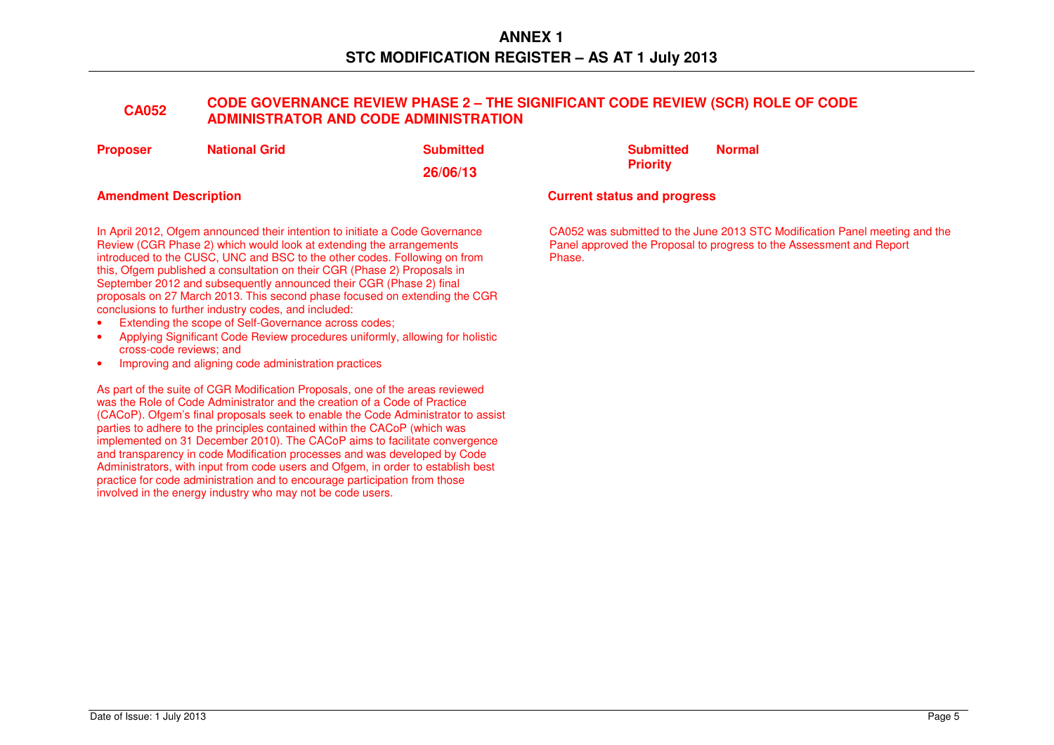# ANNEX 1
# STC MODIFICATION REGISTER – AS AT 1 July 2013

## CA052 CODE GOVERNANCE REVIEW PHASE 2 – THE SIGNIFICANT CODE REVIEW (SCR) ROLE OF CODE ADMINISTRATOR AND CODE ADMINISTRATION

| Proposer | National Grid | Submitted | 26/06/13 | Submitted Priority | Normal |
|---|---|---|---|---|---|

**Amendment Description**

In April 2012, Ofgem announced their intention to initiate a Code Governance Review (CGR Phase 2) which would look at extending the arrangements introduced to the CUSC, UNC and BSC to the other codes. Following on from this, Ofgem published a consultation on their CGR (Phase 2) Proposals in September 2012 and subsequently announced their CGR (Phase 2) final proposals on 27 March 2013. This second phase focused on extending the CGR conclusions to further industry codes, and included:

- Extending the scope of Self-Governance across codes;
- Applying Significant Code Review procedures uniformly, allowing for holistic cross-code reviews; and
- Improving and aligning code administration practices

As part of the suite of CGR Modification Proposals, one of the areas reviewed was the Role of Code Administrator and the creation of a Code of Practice (CACoP). Ofgem's final proposals seek to enable the Code Administrator to assist parties to adhere to the principles contained within the CACoP (which was implemented on 31 December 2010). The CACoP aims to facilitate convergence and transparency in code Modification processes and was developed by Code Administrators, with input from code users and Ofgem, in order to establish best practice for code administration and to encourage participation from those involved in the energy industry who may not be code users.

**Current status and progress**

CA052 was submitted to the June 2013 STC Modification Panel meeting and the Panel approved the Proposal to progress to the Assessment and Report Phase.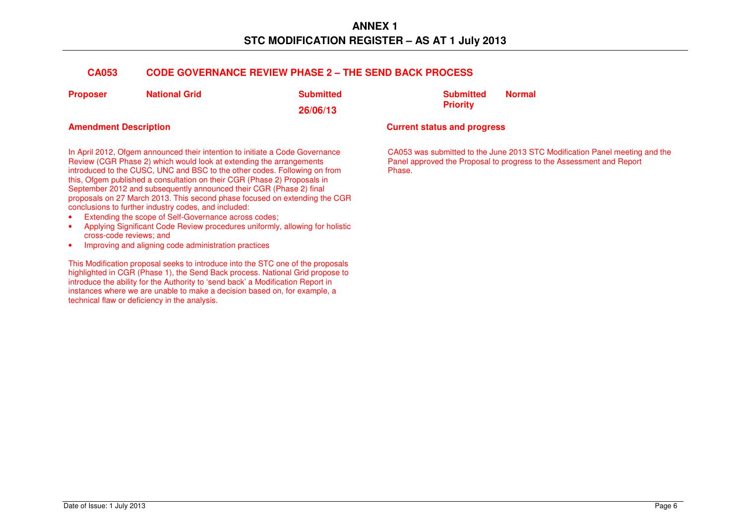# ANNEX 1
# STC MODIFICATION REGISTER – AS AT 1 July 2013

## CA053 CODE GOVERNANCE REVIEW PHASE 2 – THE SEND BACK PROCESS

| **Proposer** | **National Grid** | **Submitted 26/06/13** | **Submitted Priority** | **Normal** |
|---|---|---|---|---|

**Amendment Description**

In April 2012, Ofgem announced their intention to initiate a Code Governance Review (CGR Phase 2) which would look at extending the arrangements introduced to the CUSC, UNC and BSC to the other codes. Following on from this, Ofgem published a consultation on their CGR (Phase 2) Proposals in September 2012 and subsequently announced their CGR (Phase 2) final proposals on 27 March 2013. This second phase focused on extending the CGR conclusions to further industry codes, and included:

- Extending the scope of Self-Governance across codes;
- Applying Significant Code Review procedures uniformly, allowing for holistic cross-code reviews; and
- Improving and aligning code administration practices

This Modification proposal seeks to introduce into the STC one of the proposals highlighted in CGR (Phase 1), the Send Back process. National Grid propose to introduce the ability for the Authority to 'send back' a Modification Report in instances where we are unable to make a decision based on, for example, a technical flaw or deficiency in the analysis.

**Current status and progress**

CA053 was submitted to the June 2013 STC Modification Panel meeting and the Panel approved the Proposal to progress to the Assessment and Report Phase.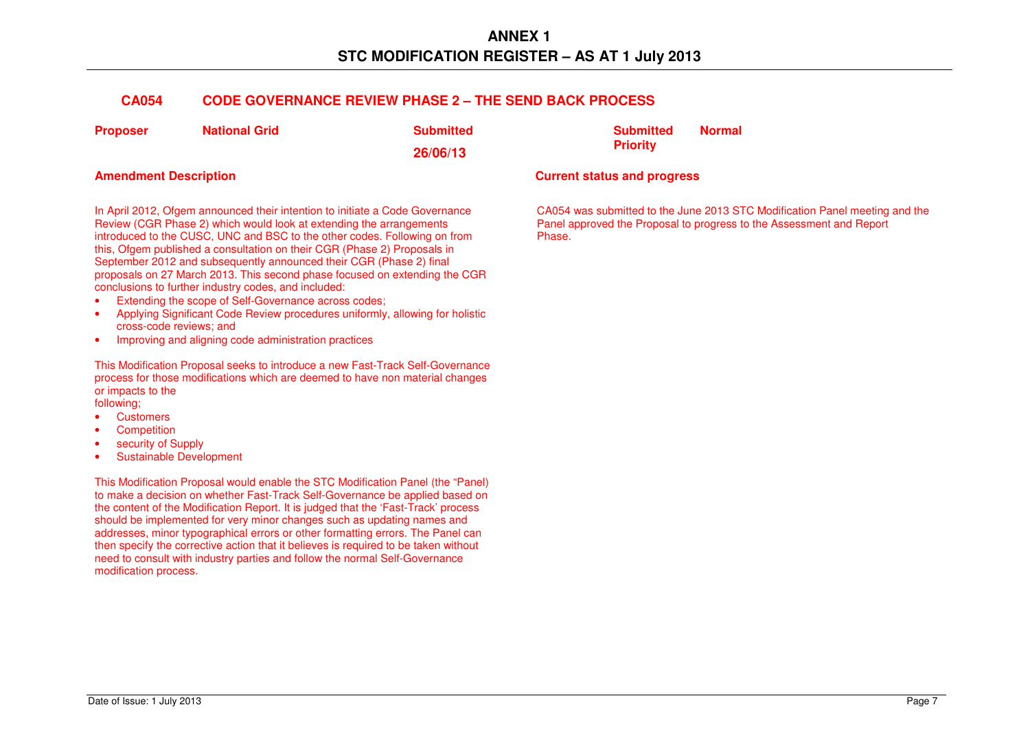# ANNEX 1
# STC MODIFICATION REGISTER – AS AT 1 July 2013

## CA054 CODE GOVERNANCE REVIEW PHASE 2 – THE SEND BACK PROCESS

| | | | | | |
|---|---|---|---|---|---|
| **Proposer** | **National Grid** | **Submitted** 26/06/13 | | **Submitted Priority** | **Normal** |

**Amendment Description**

In April 2012, Ofgem announced their intention to initiate a Code Governance Review (CGR Phase 2) which would look at extending the arrangements introduced to the CUSC, UNC and BSC to the other codes. Following on from this, Ofgem published a consultation on their CGR (Phase 2) Proposals in September 2012 and subsequently announced their CGR (Phase 2) final proposals on 27 March 2013. This second phase focused on extending the CGR conclusions to further industry codes, and included:

- Extending the scope of Self-Governance across codes;
- Applying Significant Code Review procedures uniformly, allowing for holistic cross-code reviews; and
- Improving and aligning code administration practices

This Modification Proposal seeks to introduce a new Fast-Track Self-Governance process for those modifications which are deemed to have non material changes or impacts to the following;

- Customers
- Competition
- security of Supply
- Sustainable Development

This Modification Proposal would enable the STC Modification Panel (the "Panel) to make a decision on whether Fast-Track Self-Governance be applied based on the content of the Modification Report. It is judged that the 'Fast-Track' process should be implemented for very minor changes such as updating names and addresses, minor typographical errors or other formatting errors. The Panel can then specify the corrective action that it believes is required to be taken without need to consult with industry parties and follow the normal Self-Governance modification process.

**Current status and progress**

CA054 was submitted to the June 2013 STC Modification Panel meeting and the Panel approved the Proposal to progress to the Assessment and Report Phase.